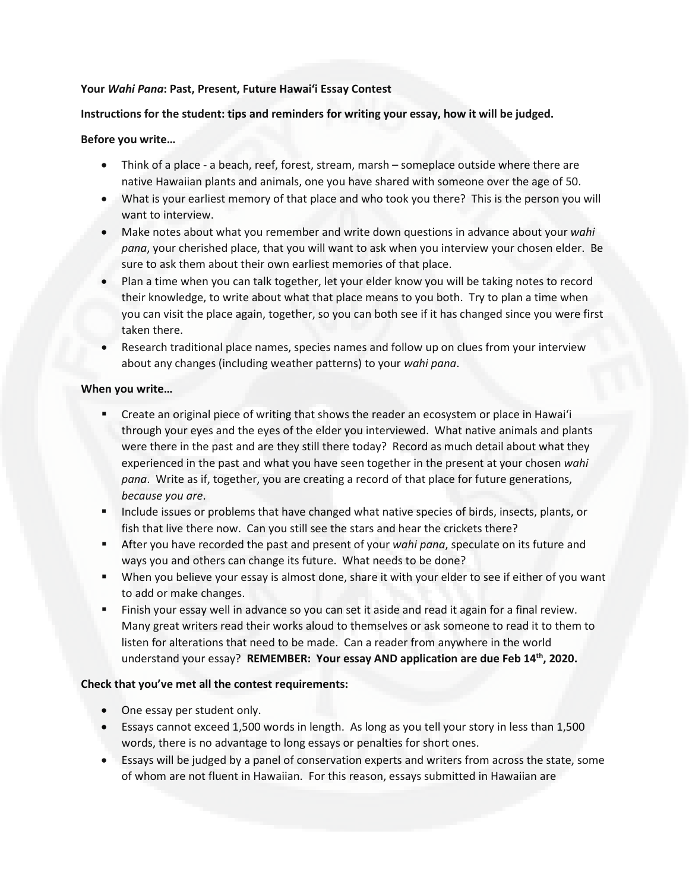**Your *Wahi Pana*: Past, Present, Future Hawaiʻi Essay Contest**

**Instructions for the student: tips and reminders for writing your essay, how it will be judged.**

**Before you write…**

- Think of a place - a beach, reef, forest, stream, marsh – someplace outside where there are native Hawaiian plants and animals, one you have shared with someone over the age of 50.
- What is your earliest memory of that place and who took you there? This is the person you will want to interview.
- Make notes about what you remember and write down questions in advance about your *wahi pana*, your cherished place, that you will want to ask when you interview your chosen elder. Be sure to ask them about their own earliest memories of that place.
- Plan a time when you can talk together, let your elder know you will be taking notes to record their knowledge, to write about what that place means to you both. Try to plan a time when you can visit the place again, together, so you can both see if it has changed since you were first taken there.
- Research traditional place names, species names and follow up on clues from your interview about any changes (including weather patterns) to your *wahi pana*.

**When you write…**

- Create an original piece of writing that shows the reader an ecosystem or place in Hawaiʻi through your eyes and the eyes of the elder you interviewed. What native animals and plants were there in the past and are they still there today? Record as much detail about what they experienced in the past and what you have seen together in the present at your chosen *wahi pana*. Write as if, together, you are creating a record of that place for future generations, *because you are*.
- Include issues or problems that have changed what native species of birds, insects, plants, or fish that live there now. Can you still see the stars and hear the crickets there?
- After you have recorded the past and present of your *wahi pana*, speculate on its future and ways you and others can change its future. What needs to be done?
- When you believe your essay is almost done, share it with your elder to see if either of you want to add or make changes.
- Finish your essay well in advance so you can set it aside and read it again for a final review. Many great writers read their works aloud to themselves or ask someone to read it to them to listen for alterations that need to be made. Can a reader from anywhere in the world understand your essay? **REMEMBER: Your essay AND application are due Feb 14th, 2020.**

**Check that you've met all the contest requirements:**

- One essay per student only.
- Essays cannot exceed 1,500 words in length. As long as you tell your story in less than 1,500 words, there is no advantage to long essays or penalties for short ones.
- Essays will be judged by a panel of conservation experts and writers from across the state, some of whom are not fluent in Hawaiian. For this reason, essays submitted in Hawaiian are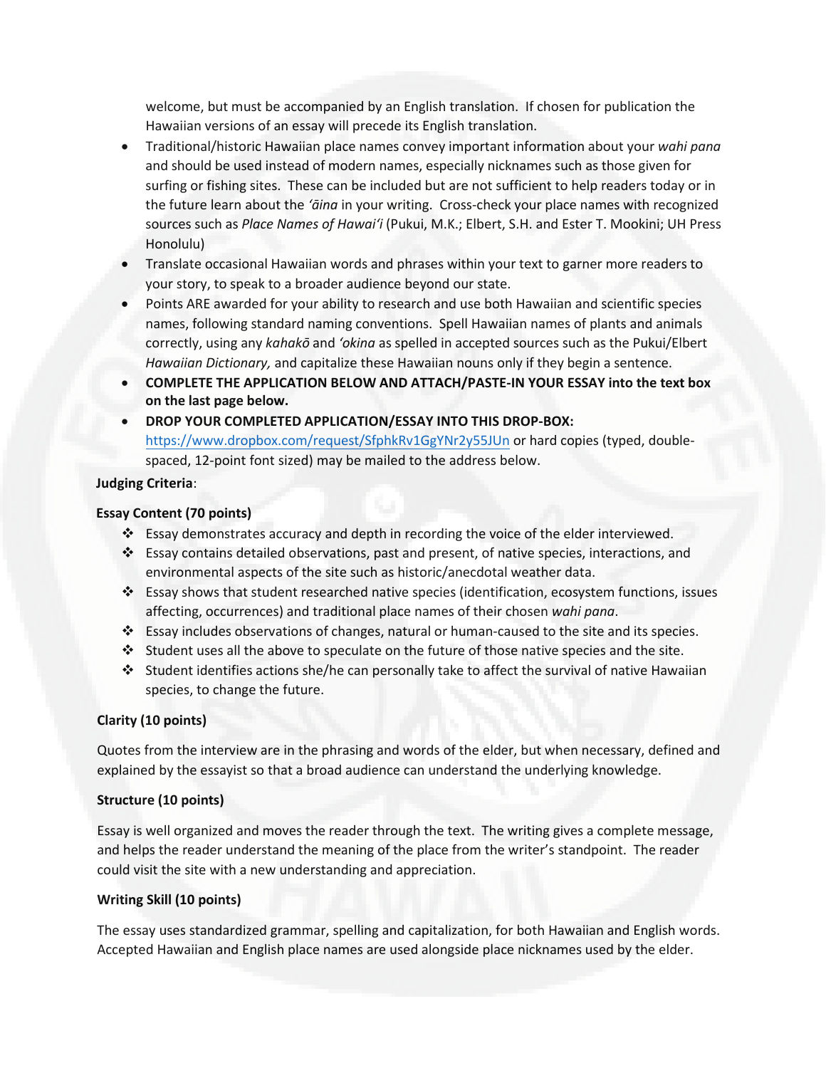welcome, but must be accompanied by an English translation. If chosen for publication the Hawaiian versions of an essay will precede its English translation.

- Traditional/historic Hawaiian place names convey important information about your *wahi pana* and should be used instead of modern names, especially nicknames such as those given for surfing or fishing sites. These can be included but are not sufficient to help readers today or in the future learn about the *ʻāina* in your writing. Cross-check your place names with recognized sources such as *Place Names of Hawaiʻi* (Pukui, M.K.; Elbert, S.H. and Ester T. Mookini; UH Press Honolulu)
- Translate occasional Hawaiian words and phrases within your text to garner more readers to your story, to speak to a broader audience beyond our state.
- Points ARE awarded for your ability to research and use both Hawaiian and scientific species names, following standard naming conventions. Spell Hawaiian names of plants and animals correctly, using any *kahakō* and *ʻokina* as spelled in accepted sources such as the Pukui/Elbert *Hawaiian Dictionary,* and capitalize these Hawaiian nouns only if they begin a sentence.
- **COMPLETE THE APPLICATION BELOW AND ATTACH/PASTE-IN YOUR ESSAY into the text box on the last page below.**
- **DROP YOUR COMPLETED APPLICATION/ESSAY INTO THIS DROP-BOX:** https://www.dropbox.com/request/SfphkRv1GgYNr2y55JUn or hard copies (typed, double-spaced, 12-point font sized) may be mailed to the address below.

**Judging Criteria**:

**Essay Content (70 points)**

- Essay demonstrates accuracy and depth in recording the voice of the elder interviewed.
- Essay contains detailed observations, past and present, of native species, interactions, and environmental aspects of the site such as historic/anecdotal weather data.
- Essay shows that student researched native species (identification, ecosystem functions, issues affecting, occurrences) and traditional place names of their chosen *wahi pana*.
- Essay includes observations of changes, natural or human-caused to the site and its species.
- Student uses all the above to speculate on the future of those native species and the site.
- Student identifies actions she/he can personally take to affect the survival of native Hawaiian species, to change the future.

**Clarity (10 points)**

Quotes from the interview are in the phrasing and words of the elder, but when necessary, defined and explained by the essayist so that a broad audience can understand the underlying knowledge.

**Structure (10 points)**

Essay is well organized and moves the reader through the text. The writing gives a complete message, and helps the reader understand the meaning of the place from the writer's standpoint. The reader could visit the site with a new understanding and appreciation.

**Writing Skill (10 points)**

The essay uses standardized grammar, spelling and capitalization, for both Hawaiian and English words. Accepted Hawaiian and English place names are used alongside place nicknames used by the elder.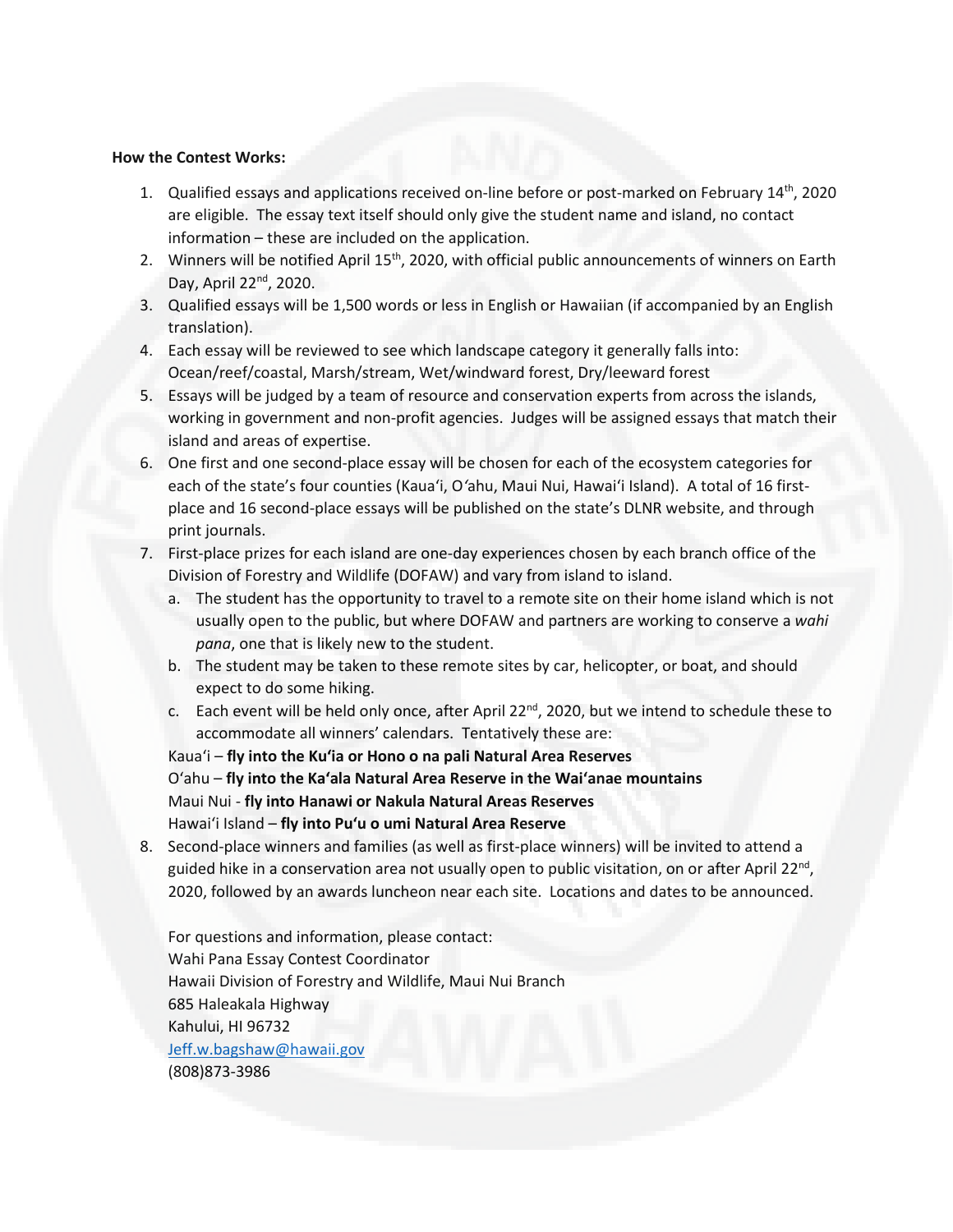**How the Contest Works:**

1. Qualified essays and applications received on-line before or post-marked on February 14th, 2020 are eligible. The essay text itself should only give the student name and island, no contact information – these are included on the application.
2. Winners will be notified April 15th, 2020, with official public announcements of winners on Earth Day, April 22nd, 2020.
3. Qualified essays will be 1,500 words or less in English or Hawaiian (if accompanied by an English translation).
4. Each essay will be reviewed to see which landscape category it generally falls into: Ocean/reef/coastal, Marsh/stream, Wet/windward forest, Dry/leeward forest
5. Essays will be judged by a team of resource and conservation experts from across the islands, working in government and non-profit agencies. Judges will be assigned essays that match their island and areas of expertise.
6. One first and one second-place essay will be chosen for each of the ecosystem categories for each of the state's four counties (Kaua'i, O'ahu, Maui Nui, Hawai'i Island). A total of 16 first-place and 16 second-place essays will be published on the state's DLNR website, and through print journals.
7. First-place prizes for each island are one-day experiences chosen by each branch office of the Division of Forestry and Wildlife (DOFAW) and vary from island to island.
   a. The student has the opportunity to travel to a remote site on their home island which is not usually open to the public, but where DOFAW and partners are working to conserve a *wahi pana*, one that is likely new to the student.
   b. The student may be taken to these remote sites by car, helicopter, or boat, and should expect to do some hiking.
   c. Each event will be held only once, after April 22nd, 2020, but we intend to schedule these to accommodate all winners' calendars. Tentatively these are:

   Kaua'i – **fly into the Ku'ia or Hono o na pali Natural Area Reserves**
   O'ahu – **fly into the Ka'ala Natural Area Reserve in the Wai'anae mountains**
   Maui Nui - **fly into Hanawi or Nakula Natural Areas Reserves**
   Hawai'i Island – **fly into Pu'u o umi Natural Area Reserve**
8. Second-place winners and families (as well as first-place winners) will be invited to attend a guided hike in a conservation area not usually open to public visitation, on or after April 22nd, 2020, followed by an awards luncheon near each site. Locations and dates to be announced.

   For questions and information, please contact:
   Wahi Pana Essay Contest Coordinator
   Hawaii Division of Forestry and Wildlife, Maui Nui Branch
   685 Haleakala Highway
   Kahului, HI 96732
   Jeff.w.bagshaw@hawaii.gov
   (808)873-3986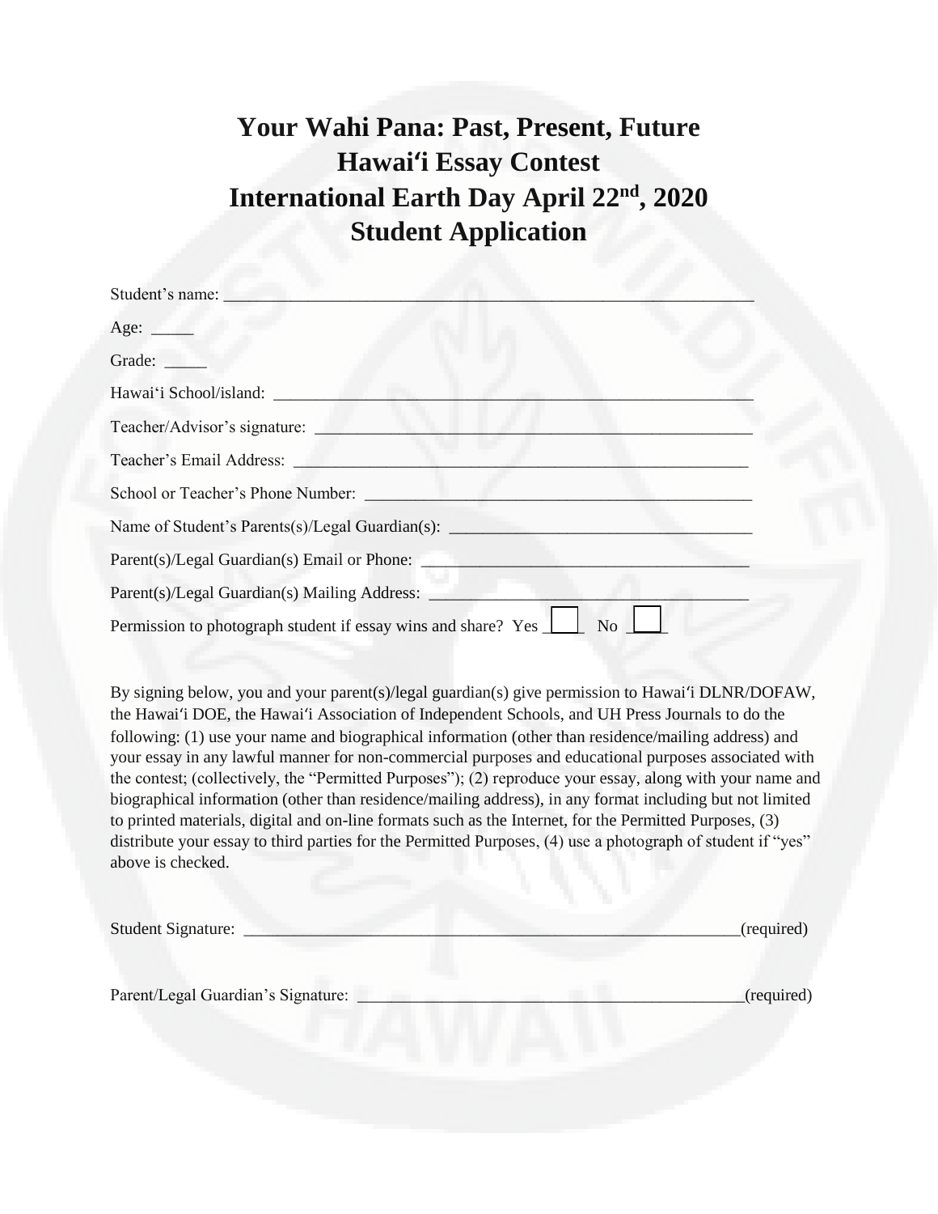# Your Wahi Pana: Past, Present, Future
# Hawaiʻi Essay Contest
# International Earth Day April 22nd, 2020
# Student Application

Student's name: ____________________________________________________________

Age: _____

Grade: _____

Hawaiʻi School/island: ______________________________________________________

Teacher/Advisor's signature: _________________________________________________

Teacher's Email Address: ____________________________________________________

School or Teacher's Phone Number: ___________________________________________

Name of Student's Parents(s)/Legal Guardian(s): _________________________________

Parent(s)/Legal Guardian(s) Email or Phone: _____________________________________

Parent(s)/Legal Guardian(s) Mailing Address: ____________________________________

Permission to photograph student if essay wins and share? Yes ☐ No ☐

By signing below, you and your parent(s)/legal guardian(s) give permission to Hawaiʻi DLNR/DOFAW, the Hawaiʻi DOE, the Hawaiʻi Association of Independent Schools, and UH Press Journals to do the following: (1) use your name and biographical information (other than residence/mailing address) and your essay in any lawful manner for non-commercial purposes and educational purposes associated with the contest; (collectively, the "Permitted Purposes"); (2) reproduce your essay, along with your name and biographical information (other than residence/mailing address), in any format including but not limited to printed materials, digital and on-line formats such as the Internet, for the Permitted Purposes, (3) distribute your essay to third parties for the Permitted Purposes, (4) use a photograph of student if "yes" above is checked.

Student Signature: ____________________________________________________________(required)

Parent/Legal Guardian's Signature: _____________________________________________(required)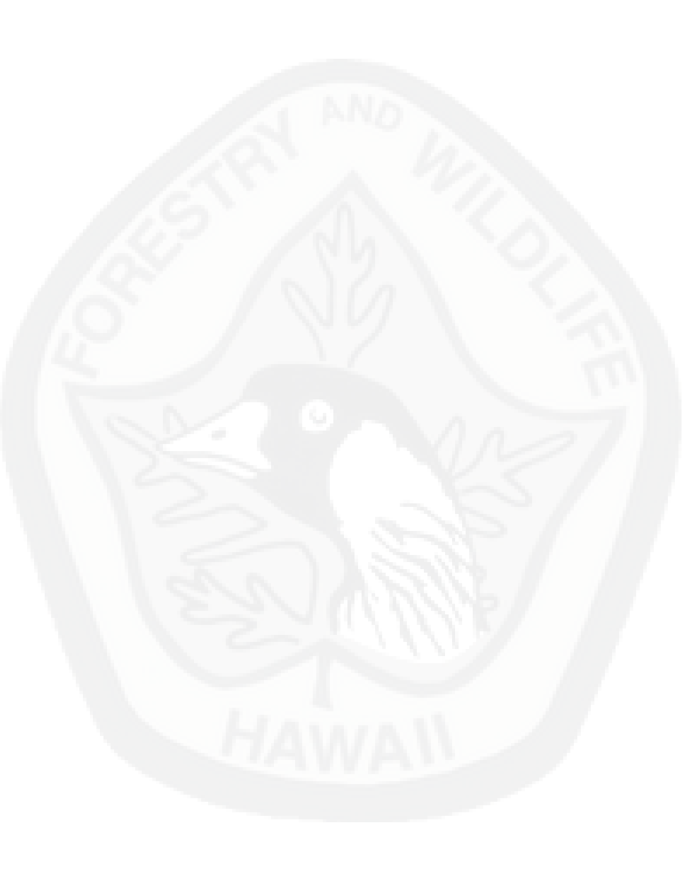FORESTRY AND WILDLIFE

HAWAII